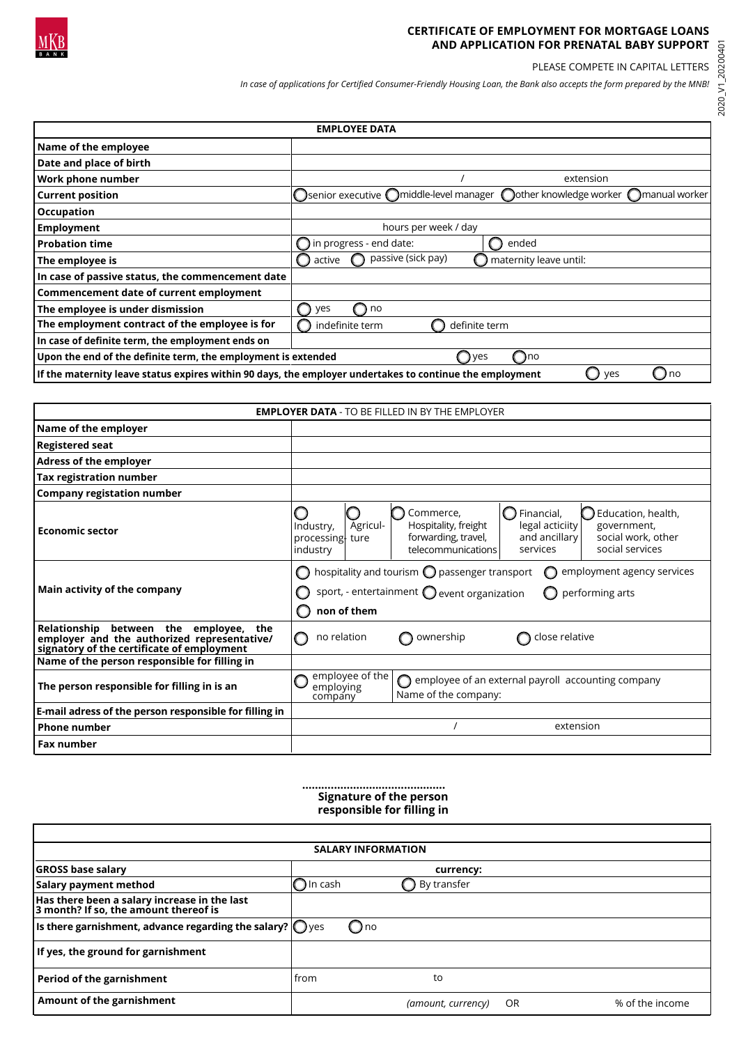MKB BANK

# CERTIFICATE OF EMPLOYMENT FOR MORTGAGE LOANS AND APPLICATION FOR PRENATAL BABY SUPPORT

PLEASE COMPETE IN CAPITAL LETTERS

*In case of applications for Certified Consumer-Friendly Housing Loan, the Bank also accepts the form prepared by the MNB!*

2020_V1_20200401

| EMPLOYEE DATA | |
|---|---|
| **Name of the employee** | |
| **Date and place of birth** | |
| **Work phone number** | / extension |
| **Current position** | ◯ senior executive ◯ middle-level manager ◯ other knowledge worker ◯ manual worker |
| **Occupation** | |
| **Employment** | hours per week / day |
| **Probation time** | ◯ in progress - end date: ◯ ended |
| **The employee is** | ◯ active ◯ passive (sick pay) ◯ maternity leave until: |
| **In case of passive status, the commencement date** | |
| **Commencement date of current employment** | |
| **The employee is under dismission** | ◯ yes ◯ no |
| **The employment contract of the employee is for** | ◯ indefinite term ◯ definite term |
| **In case of definite term, the employment ends on** | |
| **Upon the end of the definite term, the employment is extended** | ◯ yes ◯ no |
| **If the maternity leave status expires within 90 days, the employer undertakes to continue the employment** | ◯ yes ◯ no |

| **EMPLOYER DATA** - TO BE FILLED IN BY THE EMPLOYER | |
|---|---|
| **Name of the employer** | |
| **Registered seat** | |
| **Adress of the employer** | |
| **Tax registration number** | |
| **Company registation number** | |
| **Economic sector** | ◯ Industry, processing industry ◯ Agriculture ◯ Commerce, Hospitality, freight forwarding, travel, telecommunications ◯ Financial, legal acticiity and ancillary services ◯ Education, health, government, social work, other social services |
| **Main activity of the company** | ◯ hospitality and tourism ◯ passenger transport ◯ employment agency services ◯ sport, - entertainment ◯ event organization ◯ performing arts ◯ **non of them** |
| **Relationship between the employee, the employer and the authorized representative/ signatory of the certificate of employment** | ◯ no relation ◯ ownership ◯ close relative |
| **Name of the person responsible for filling in** | |
| **The person responsible for filling in is an** | ◯ employee of the employing company ◯ employee of an external payroll accounting company Name of the company: |
| **E-mail adress of the person responsible for filling in** | |
| **Phone number** | / extension |
| **Fax number** | |

............................................
**Signature of the person responsible for filling in**

| SALARY INFORMATION | |
|---|---|
| **GROSS base salary** | **currency:** |
| **Salary payment method** | ◯ In cash ◯ By transfer |
| **Has there been a salary increase in the last 3 month? If so, the amount thereof is** | |
| **Is there garnishment, advance regarding the salary?** | ◯ yes ◯ no |
| **If yes, the ground for garnishment** | |
| **Period of the garnishment** | from to |
| **Amount of the garnishment** | *(amount, currency)* OR % of the income |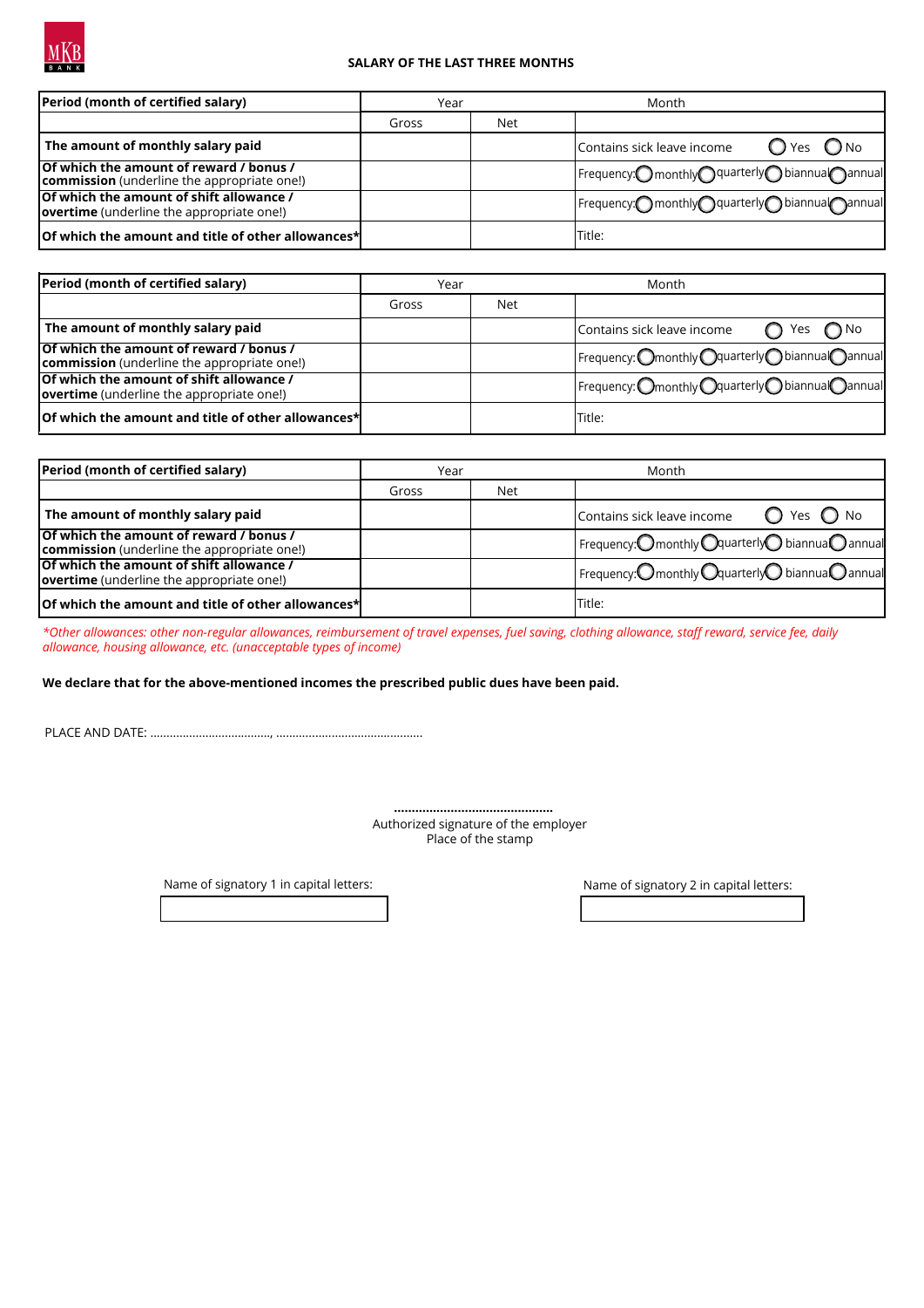## SALARY OF THE LAST THREE MONTHS

| **Period (month of certified salary)** | Year | | Month |
|---|---|---|---|
| | Gross | Net | |
| **The amount of monthly salary paid** | | | Contains sick leave income ◯ Yes ◯ No |
| **Of which the amount of reward / bonus / commission** (underline the appropriate one!) | | | Frequency: ◯ monthly ◯ quarterly ◯ biannual ◯ annual |
| **Of which the amount of shift allowance / overtime** (underline the appropriate one!) | | | Frequency: ◯ monthly ◯ quarterly ◯ biannual ◯ annual |
| **Of which the amount and title of other allowances*** | | | Title: |

| **Period (month of certified salary)** | Year | | Month |
|---|---|---|---|
| | Gross | Net | |
| **The amount of monthly salary paid** | | | Contains sick leave income ◯ Yes ◯ No |
| **Of which the amount of reward / bonus / commission** (underline the appropriate one!) | | | Frequency: ◯ monthly ◯ quarterly ◯ biannual ◯ annual |
| **Of which the amount of shift allowance / overtime** (underline the appropriate one!) | | | Frequency: ◯ monthly ◯ quarterly ◯ biannual ◯ annual |
| **Of which the amount and title of other allowances*** | | | Title: |

| **Period (month of certified salary)** | Year | | Month |
|---|---|---|---|
| | Gross | Net | |
| **The amount of monthly salary paid** | | | Contains sick leave income ◯ Yes ◯ No |
| **Of which the amount of reward / bonus / commission** (underline the appropriate one!) | | | Frequency: ◯ monthly ◯ quarterly ◯ biannual ◯ annual |
| **Of which the amount of shift allowance / overtime** (underline the appropriate one!) | | | Frequency: ◯ monthly ◯ quarterly ◯ biannual ◯ annual |
| **Of which the amount and title of other allowances*** | | | Title: |

*\*Other allowances: other non-regular allowances, reimbursement of travel expenses, fuel saving, clothing allowance, staff reward, service fee, daily allowance, housing allowance, etc. (unacceptable types of income)*

**We declare that for the above-mentioned incomes the prescribed public dues have been paid.**

PLACE AND DATE: ....................................., .............................................

.............................................
Authorized signature of the employer
Place of the stamp

Name of signatory 1 in capital letters:

Name of signatory 2 in capital letters: